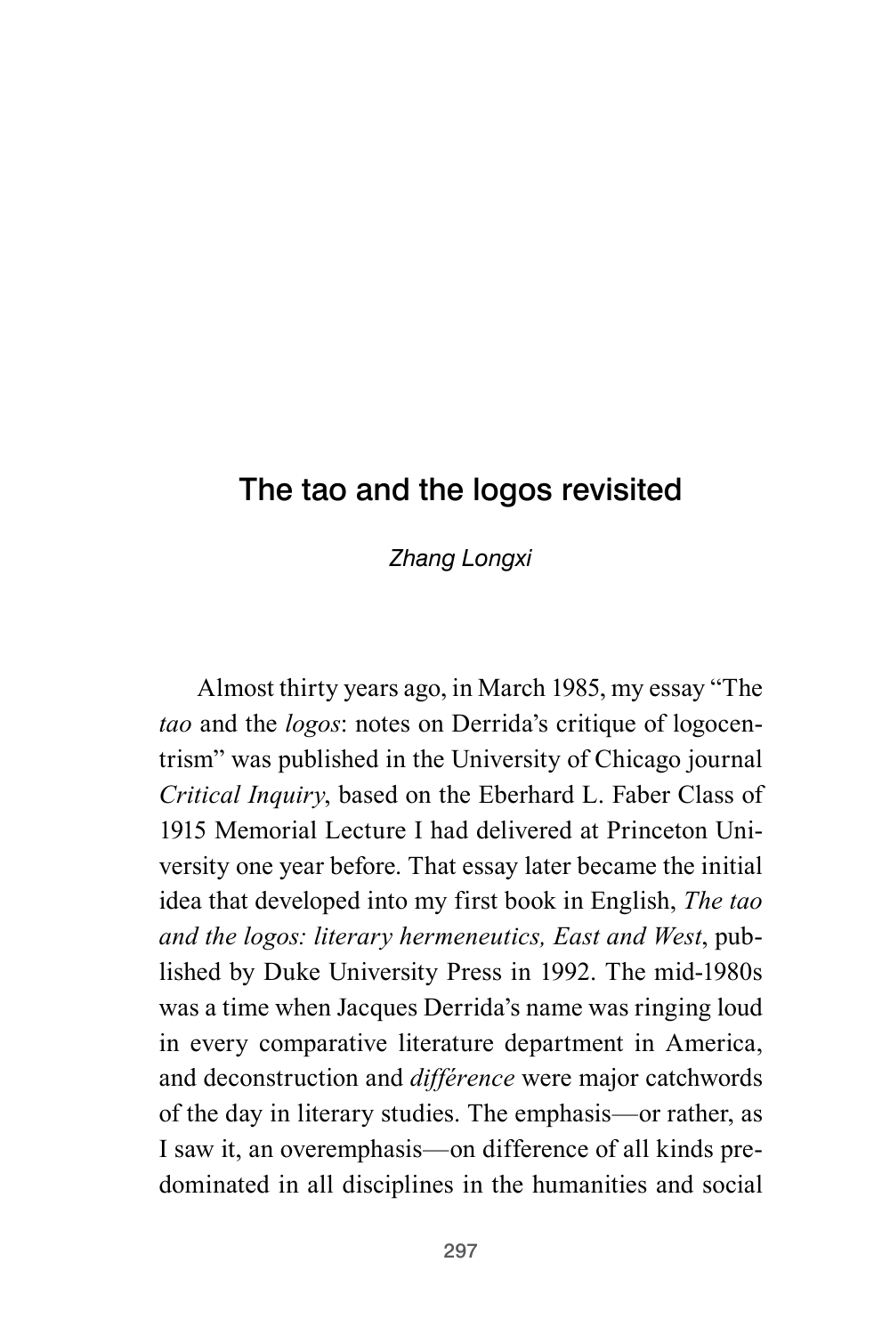# The tao and the logos revisited

*Zhang Longxi*

Almost thirty years ago, in March 1985, my essay "The *tao* and the *logos*: notes on Derrida's critique of logocentrism" was published in the University of Chicago journal *Critical Inquiry*, based on the Eberhard L. Faber Class of 1915 Memorial Lecture I had delivered at Princeton University one year before. That essay later became the initial idea that developed into my first book in English, *The tao and the logos: literary hermeneutics, East and West*, published by Duke University Press in 1992. The mid-1980s was a time when Jacques Derrida's name was ringing loud in every comparative literature department in America, and deconstruction and *différence* were major catchwords of the day in literary studies. The emphasis—or rather, as I saw it, an overemphasis—on difference of all kinds predominated in all disciplines in the humanities and social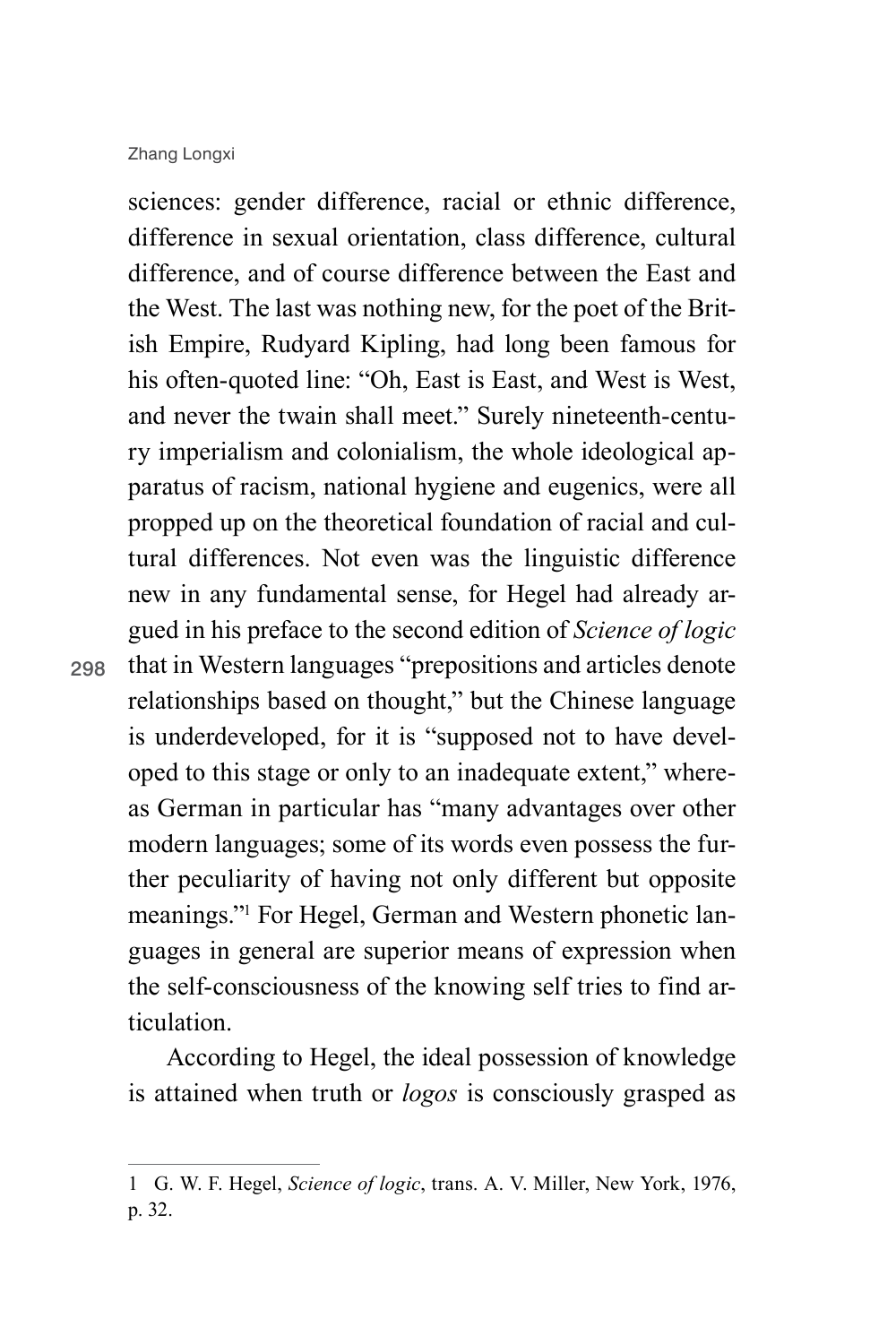sciences: gender difference, racial or ethnic difference, difference in sexual orientation, class difference, cultural difference, and of course difference between the East and the West. The last was nothing new, for the poet of the British Empire, Rudyard Kipling, had long been famous for his often-quoted line: "Oh, East is East, and West is West, and never the twain shall meet." Surely nineteenth-century imperialism and colonialism, the whole ideological apparatus of racism, national hygiene and eugenics, were all propped up on the theoretical foundation of racial and cultural differences. Not even was the linguistic difference new in any fundamental sense, for Hegel had already argued in his preface to the second edition of *Science of logic* that in Western languages "prepositions and articles denote relationships based on thought," but the Chinese language is underdeveloped, for it is "supposed not to have developed to this stage or only to an inadequate extent," whereas German in particular has "many advantages over other modern languages; some of its words even possess the further peculiarity of having not only different but opposite meanings."[1] For Hegel, German and Western phonetic languages in general are superior means of expression when the self-consciousness of the knowing self tries to find articulation.

According to Hegel, the ideal possession of knowledge is attained when truth or *logos* is consciously grasped as

---

1 G. W. F. Hegel, *Science of logic*, trans. A. V. Miller, New York, 1976, p. 32.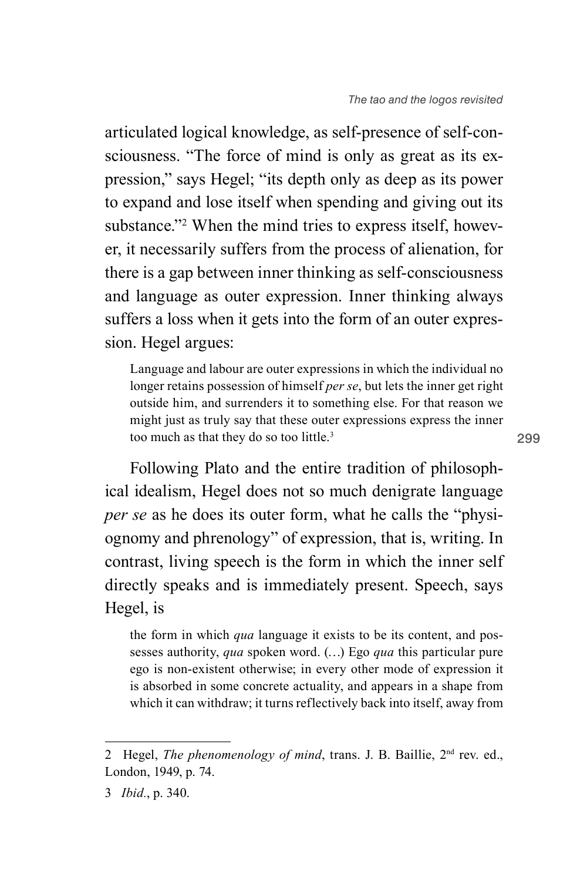articulated logical knowledge, as self-presence of self-consciousness. "The force of mind is only as great as its expression," says Hegel; "its depth only as deep as its power to expand and lose itself when spending and giving out its substance."[2] When the mind tries to express itself, however, it necessarily suffers from the process of alienation, for there is a gap between inner thinking as self-consciousness and language as outer expression. Inner thinking always suffers a loss when it gets into the form of an outer expression. Hegel argues:

> Language and labour are outer expressions in which the individual no longer retains possession of himself *per se*, but lets the inner get right outside him, and surrenders it to something else. For that reason we might just as truly say that these outer expressions express the inner too much as that they do so too little.[3]

Following Plato and the entire tradition of philosophical idealism, Hegel does not so much denigrate language *per se* as he does its outer form, what he calls the "physiognomy and phrenology" of expression, that is, writing. In contrast, living speech is the form in which the inner self directly speaks and is immediately present. Speech, says Hegel, is

> the form in which *qua* language it exists to be its content, and possesses authority, *qua* spoken word. (…) Ego *qua* this particular pure ego is non-existent otherwise; in every other mode of expression it is absorbed in some concrete actuality, and appears in a shape from which it can withdraw; it turns reflectively back into itself, away from

---

2 Hegel, *The phenomenology of mind*, trans. J. B. Baillie, 2nd rev. ed., London, 1949, p. 74.

3 *Ibid.*, p. 340.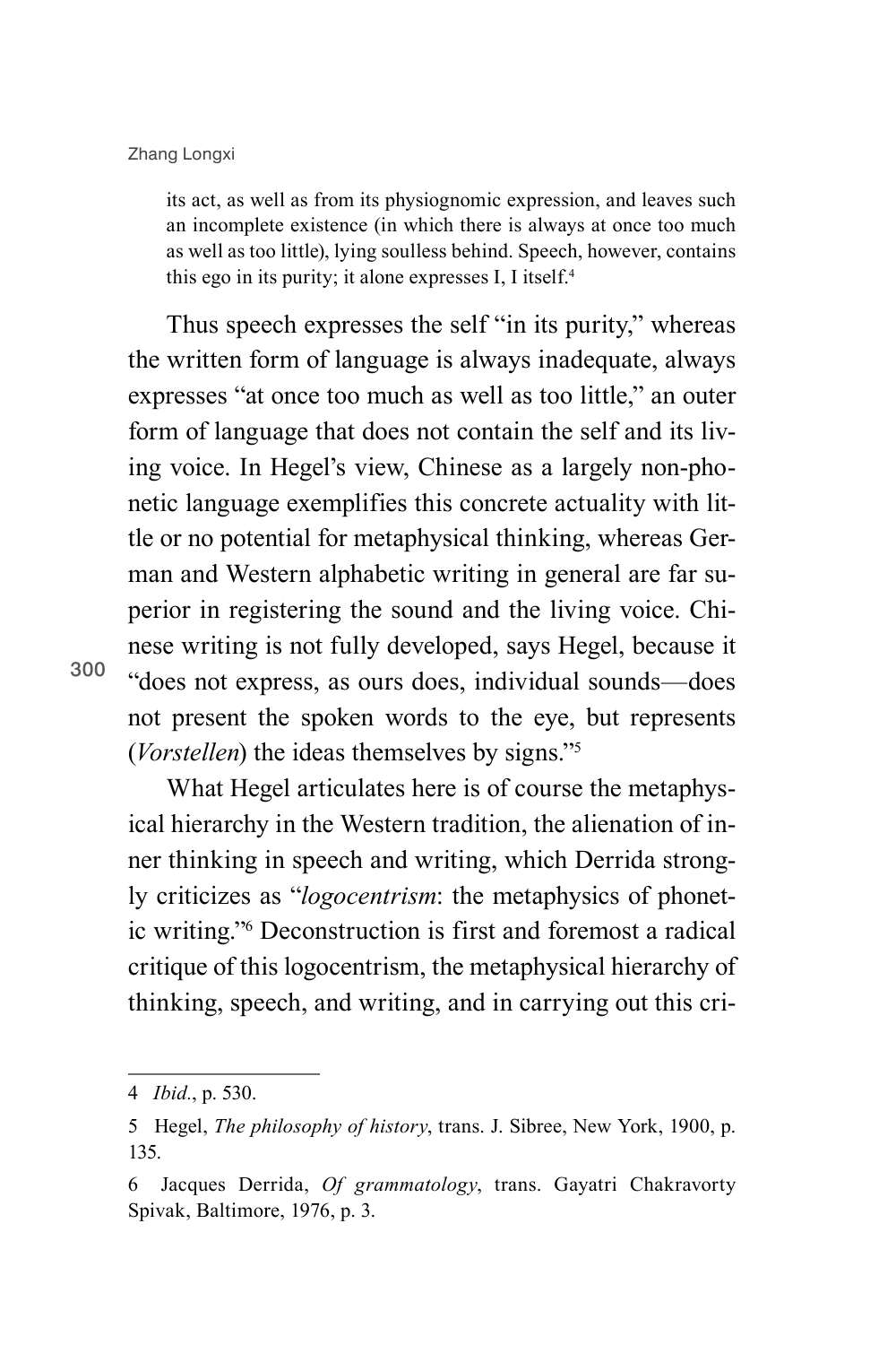> its act, as well as from its physiognomic expression, and leaves such an incomplete existence (in which there is always at once too much as well as too little), lying soulless behind. Speech, however, contains this ego in its purity; it alone expresses I, I itself.[4]

Thus speech expresses the self "in its purity," whereas the written form of language is always inadequate, always expresses "at once too much as well as too little," an outer form of language that does not contain the self and its living voice. In Hegel's view, Chinese as a largely non-phonetic language exemplifies this concrete actuality with little or no potential for metaphysical thinking, whereas German and Western alphabetic writing in general are far superior in registering the sound and the living voice. Chinese writing is not fully developed, says Hegel, because it "does not express, as ours does, individual sounds—does not present the spoken words to the eye, but represents (*Vorstellen*) the ideas themselves by signs."[5]

What Hegel articulates here is of course the metaphysical hierarchy in the Western tradition, the alienation of inner thinking in speech and writing, which Derrida strongly criticizes as "*logocentrism*: the metaphysics of phonetic writing."[6] Deconstruction is first and foremost a radical critique of this logocentrism, the metaphysical hierarchy of thinking, speech, and writing, and in carrying out this cri-

---

4 *Ibid.*, p. 530.

5 Hegel, *The philosophy of history*, trans. J. Sibree, New York, 1900, p. 135.

6 Jacques Derrida, *Of grammatology*, trans. Gayatri Chakravorty Spivak, Baltimore, 1976, p. 3.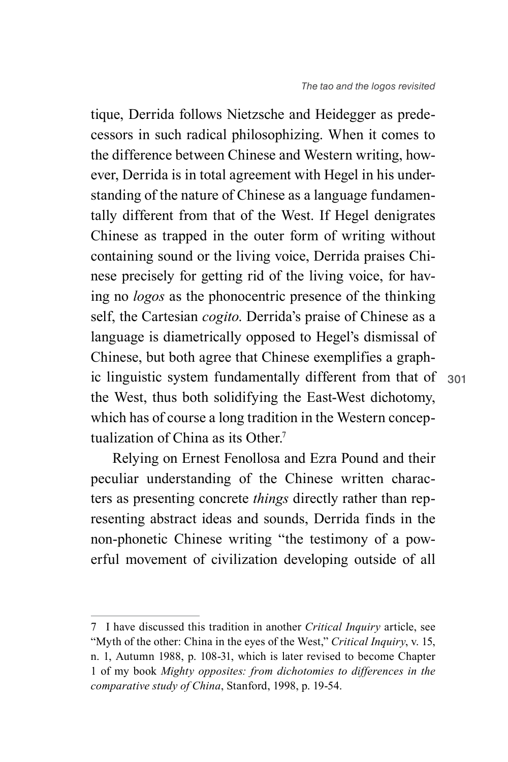tique, Derrida follows Nietzsche and Heidegger as predecessors in such radical philosophizing. When it comes to the difference between Chinese and Western writing, however, Derrida is in total agreement with Hegel in his understanding of the nature of Chinese as a language fundamentally different from that of the West. If Hegel denigrates Chinese as trapped in the outer form of writing without containing sound or the living voice, Derrida praises Chinese precisely for getting rid of the living voice, for having no *logos* as the phonocentric presence of the thinking self, the Cartesian *cogito*. Derrida's praise of Chinese as a language is diametrically opposed to Hegel's dismissal of Chinese, but both agree that Chinese exemplifies a graphic linguistic system fundamentally different from that of the West, thus both solidifying the East-West dichotomy, which has of course a long tradition in the Western conceptualization of China as its Other.[7]

Relying on Ernest Fenollosa and Ezra Pound and their peculiar understanding of the Chinese written characters as presenting concrete *things* directly rather than representing abstract ideas and sounds, Derrida finds in the non-phonetic Chinese writing "the testimony of a powerful movement of civilization developing outside of all

---

7 I have discussed this tradition in another *Critical Inquiry* article, see "Myth of the other: China in the eyes of the West," *Critical Inquiry*, v. 15, n. 1, Autumn 1988, p. 108-31, which is later revised to become Chapter 1 of my book *Mighty opposites: from dichotomies to differences in the comparative study of China*, Stanford, 1998, p. 19-54.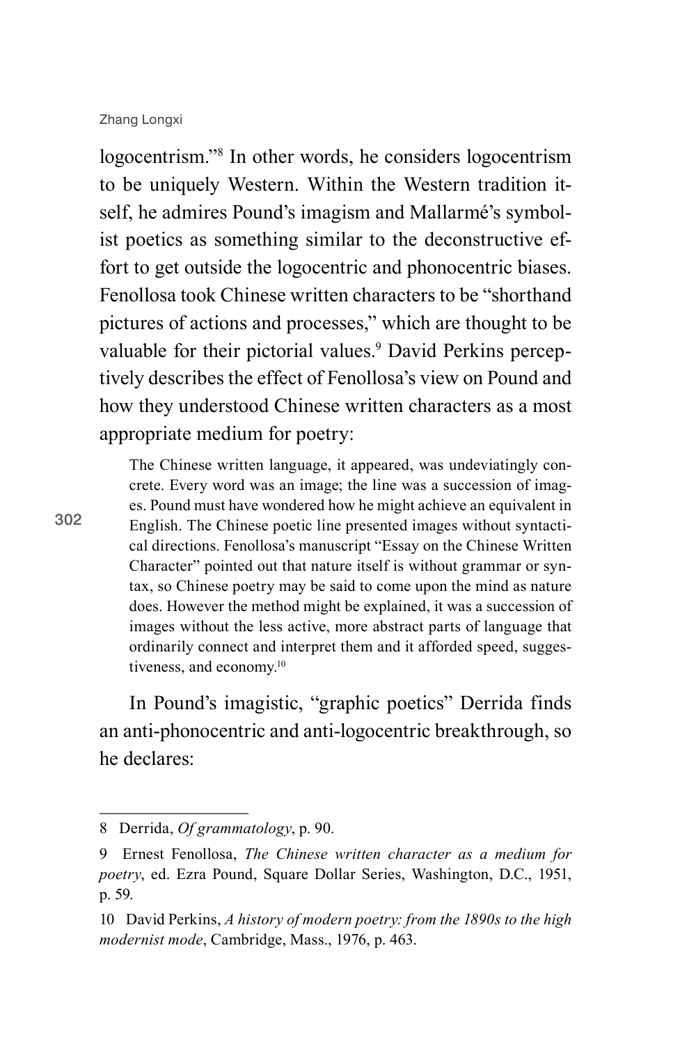logocentrism."[8] In other words, he considers logocentrism to be uniquely Western. Within the Western tradition itself, he admires Pound's imagism and Mallarmé's symbolist poetics as something similar to the deconstructive effort to get outside the logocentric and phonocentric biases. Fenollosa took Chinese written characters to be "shorthand pictures of actions and processes," which are thought to be valuable for their pictorial values.[9] David Perkins perceptively describes the effect of Fenollosa's view on Pound and how they understood Chinese written characters as a most appropriate medium for poetry:

> The Chinese written language, it appeared, was undeviatingly concrete. Every word was an image; the line was a succession of images. Pound must have wondered how he might achieve an equivalent in English. The Chinese poetic line presented images without syntactical directions. Fenollosa's manuscript "Essay on the Chinese Written Character" pointed out that nature itself is without grammar or syntax, so Chinese poetry may be said to come upon the mind as nature does. However the method might be explained, it was a succession of images without the less active, more abstract parts of language that ordinarily connect and interpret them and it afforded speed, suggestiveness, and economy.[10]

In Pound's imagistic, "graphic poetics" Derrida finds an anti-phonocentric and anti-logocentric breakthrough, so he declares:

---

8 Derrida, *Of grammatology*, p. 90.

9 Ernest Fenollosa, *The Chinese written character as a medium for poetry*, ed. Ezra Pound, Square Dollar Series, Washington, D.C., 1951, p. 59.

10 David Perkins, *A history of modern poetry: from the 1890s to the high modernist mode*, Cambridge, Mass., 1976, p. 463.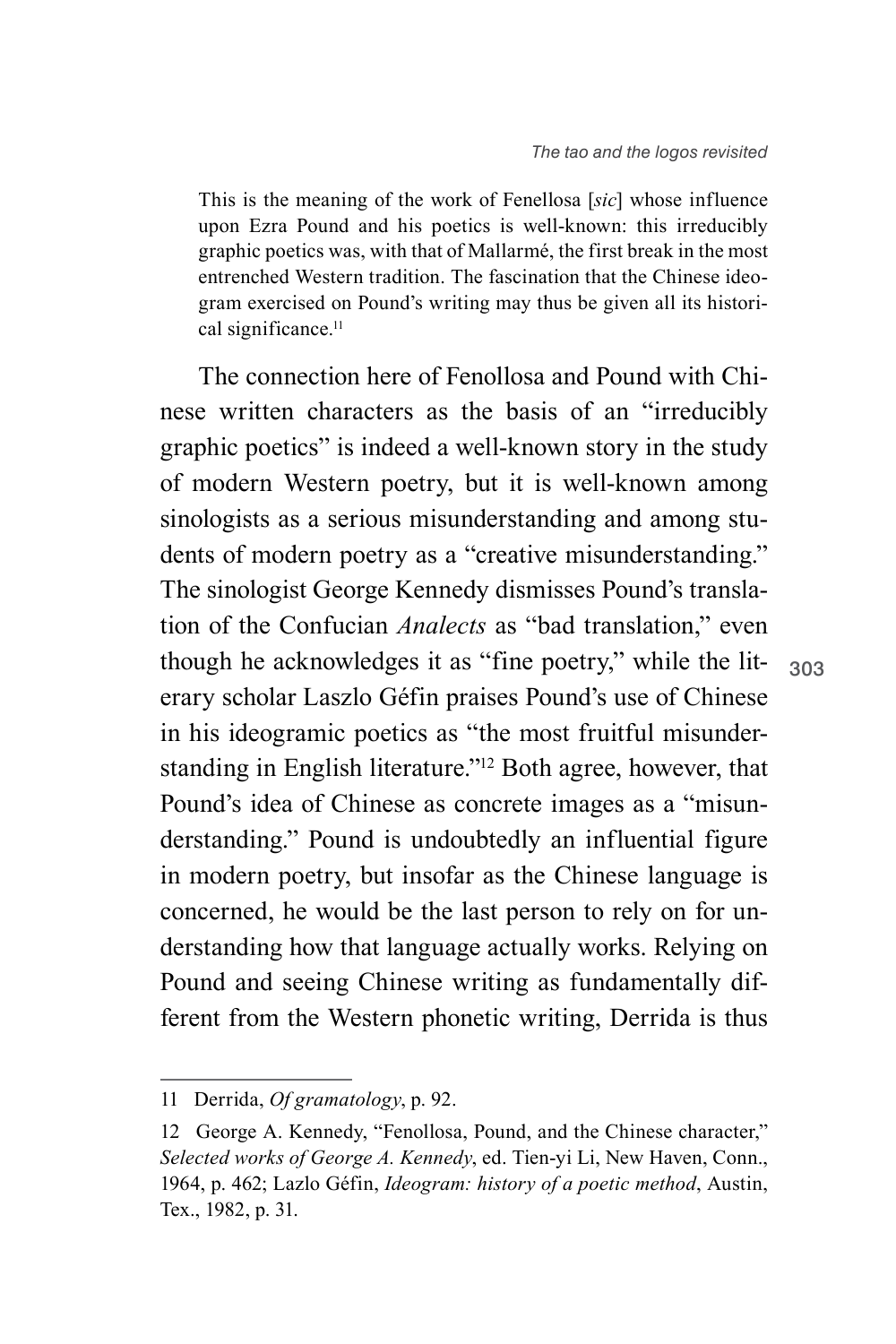> This is the meaning of the work of Fenellosa [*sic*] whose influence upon Ezra Pound and his poetics is well-known: this irreducibly graphic poetics was, with that of Mallarmé, the first break in the most entrenched Western tradition. The fascination that the Chinese ideogram exercised on Pound's writing may thus be given all its historical significance.[11]

The connection here of Fenollosa and Pound with Chinese written characters as the basis of an "irreducibly graphic poetics" is indeed a well-known story in the study of modern Western poetry, but it is well-known among sinologists as a serious misunderstanding and among students of modern poetry as a "creative misunderstanding." The sinologist George Kennedy dismisses Pound's translation of the Confucian *Analects* as "bad translation," even though he acknowledges it as "fine poetry," while the literary scholar Laszlo Géfin praises Pound's use of Chinese in his ideogramic poetics as "the most fruitful misunderstanding in English literature."[12] Both agree, however, that Pound's idea of Chinese as concrete images as a "misunderstanding." Pound is undoubtedly an influential figure in modern poetry, but insofar as the Chinese language is concerned, he would be the last person to rely on for understanding how that language actually works. Relying on Pound and seeing Chinese writing as fundamentally different from the Western phonetic writing, Derrida is thus

---

11 Derrida, *Of gramatology*, p. 92.

12 George A. Kennedy, "Fenollosa, Pound, and the Chinese character," *Selected works of George A. Kennedy*, ed. Tien-yi Li, New Haven, Conn., 1964, p. 462; Lazlo Géfin, *Ideogram: history of a poetic method*, Austin, Tex., 1982, p. 31.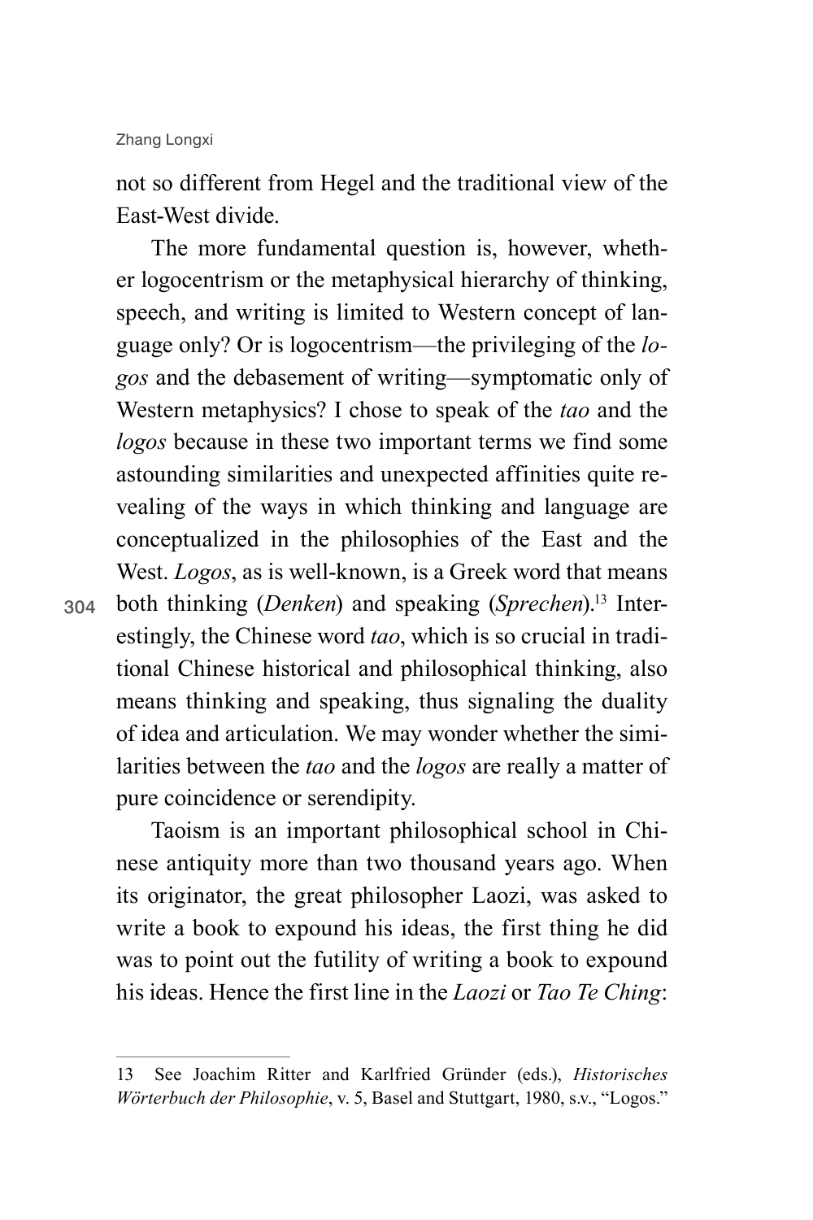not so different from Hegel and the traditional view of the East-West divide.

The more fundamental question is, however, whether logocentrism or the metaphysical hierarchy of thinking, speech, and writing is limited to Western concept of language only? Or is logocentrism—the privileging of the *logos* and the debasement of writing—symptomatic only of Western metaphysics? I chose to speak of the *tao* and the *logos* because in these two important terms we find some astounding similarities and unexpected affinities quite revealing of the ways in which thinking and language are conceptualized in the philosophies of the East and the West. *Logos*, as is well-known, is a Greek word that means both thinking (*Denken*) and speaking (*Sprechen*).[13] Interestingly, the Chinese word *tao*, which is so crucial in traditional Chinese historical and philosophical thinking, also means thinking and speaking, thus signaling the duality of idea and articulation. We may wonder whether the similarities between the *tao* and the *logos* are really a matter of pure coincidence or serendipity.

Taoism is an important philosophical school in Chinese antiquity more than two thousand years ago. When its originator, the great philosopher Laozi, was asked to write a book to expound his ideas, the first thing he did was to point out the futility of writing a book to expound his ideas. Hence the first line in the *Laozi* or *Tao Te Ching*:

---

13 See Joachim Ritter and Karlfried Gründer (eds.), *Historisches Wörterbuch der Philosophie*, v. 5, Basel and Stuttgart, 1980, s.v., "Logos."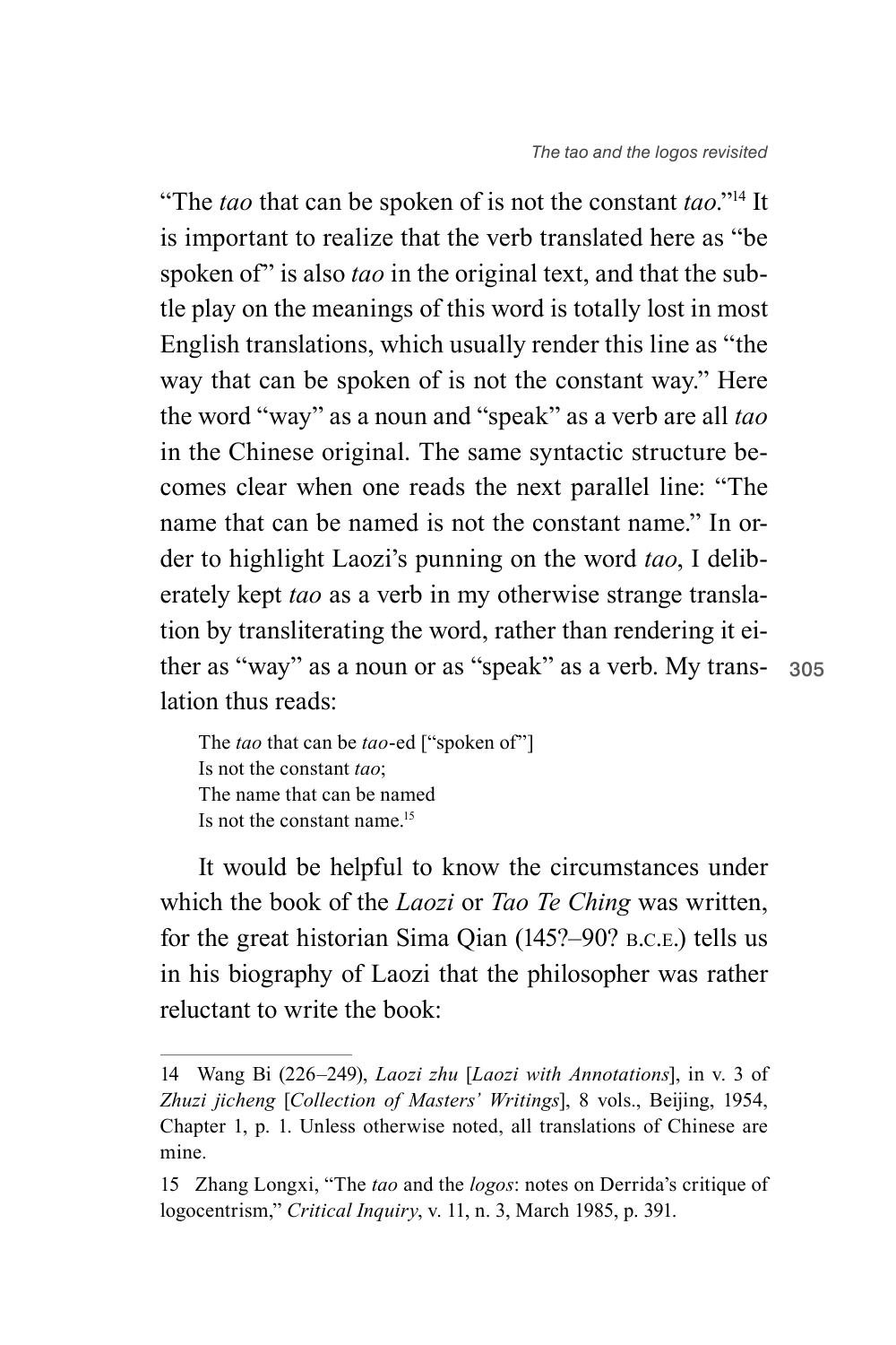"The *tao* that can be spoken of is not the constant *tao*."[14] It is important to realize that the verb translated here as "be spoken of" is also *tao* in the original text, and that the subtle play on the meanings of this word is totally lost in most English translations, which usually render this line as "the way that can be spoken of is not the constant way." Here the word "way" as a noun and "speak" as a verb are all *tao* in the Chinese original. The same syntactic structure becomes clear when one reads the next parallel line: "The name that can be named is not the constant name." In order to highlight Laozi's punning on the word *tao*, I deliberately kept *tao* as a verb in my otherwise strange translation by transliterating the word, rather than rendering it either as "way" as a noun or as "speak" as a verb. My translation thus reads:

> The *tao* that can be *tao*-ed ["spoken of"]
> Is not the constant *tao*;
> The name that can be named
> Is not the constant name.[15]

It would be helpful to know the circumstances under which the book of the *Laozi* or *Tao Te Ching* was written, for the great historian Sima Qian (145?–90? B.C.E.) tells us in his biography of Laozi that the philosopher was rather reluctant to write the book:

---

14 Wang Bi (226–249), *Laozi zhu* [*Laozi with Annotations*], in v. 3 of *Zhuzi jicheng* [*Collection of Masters' Writings*], 8 vols., Beijing, 1954, Chapter 1, p. 1. Unless otherwise noted, all translations of Chinese are mine.

15 Zhang Longxi, "The *tao* and the *logos*: notes on Derrida's critique of logocentrism," *Critical Inquiry*, v. 11, n. 3, March 1985, p. 391.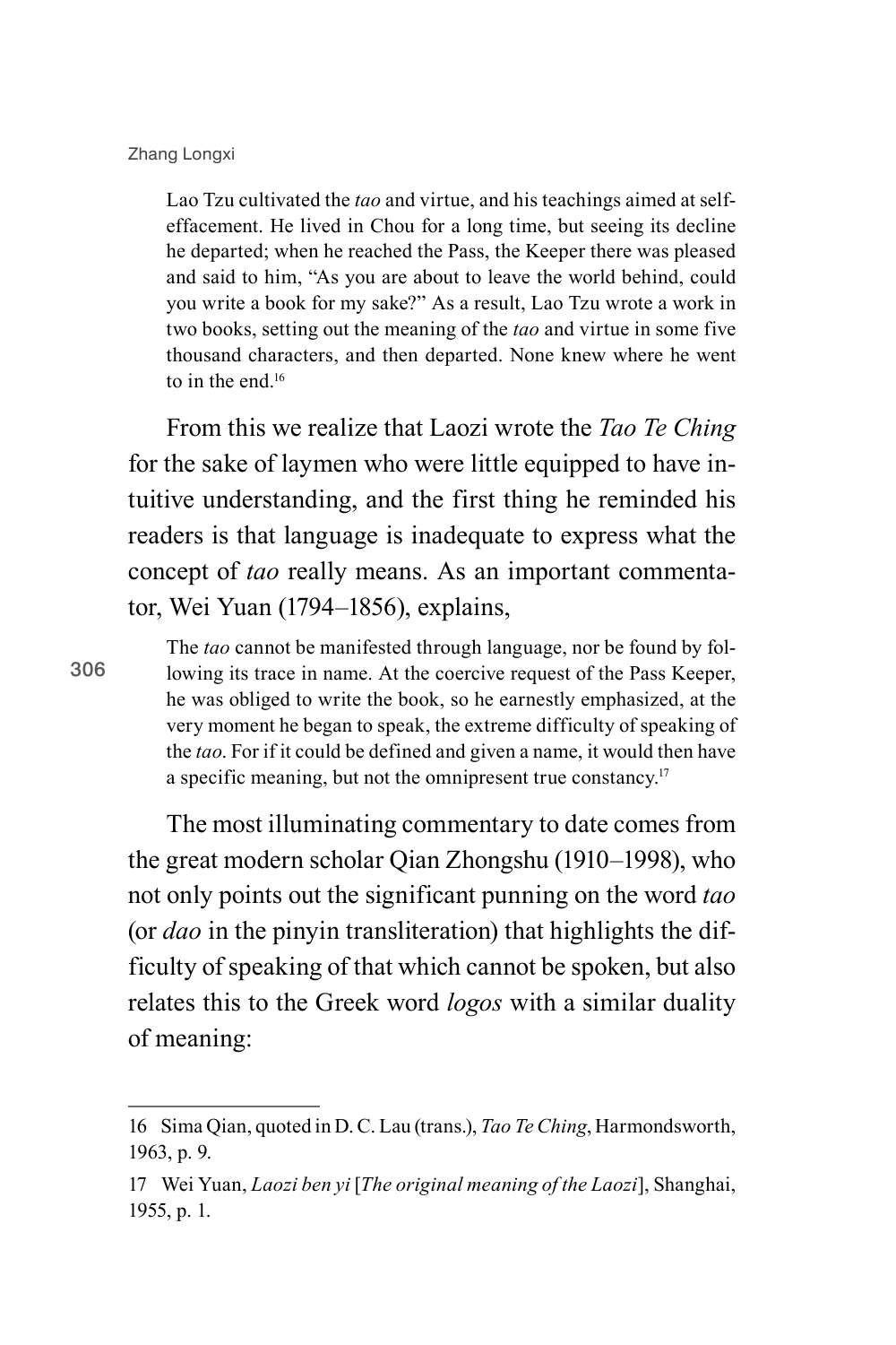> Lao Tzu cultivated the *tao* and virtue, and his teachings aimed at self-effacement. He lived in Chou for a long time, but seeing its decline he departed; when he reached the Pass, the Keeper there was pleased and said to him, "As you are about to leave the world behind, could you write a book for my sake?" As a result, Lao Tzu wrote a work in two books, setting out the meaning of the *tao* and virtue in some five thousand characters, and then departed. None knew where he went to in the end.[16]

From this we realize that Laozi wrote the *Tao Te Ching* for the sake of laymen who were little equipped to have intuitive understanding, and the first thing he reminded his readers is that language is inadequate to express what the concept of *tao* really means. As an important commentator, Wei Yuan (1794–1856), explains,

> The *tao* cannot be manifested through language, nor be found by following its trace in name. At the coercive request of the Pass Keeper, he was obliged to write the book, so he earnestly emphasized, at the very moment he began to speak, the extreme difficulty of speaking of the *tao*. For if it could be defined and given a name, it would then have a specific meaning, but not the omnipresent true constancy.[17]

The most illuminating commentary to date comes from the great modern scholar Qian Zhongshu (1910–1998), who not only points out the significant punning on the word *tao* (or *dao* in the pinyin transliteration) that highlights the difficulty of speaking of that which cannot be spoken, but also relates this to the Greek word *logos* with a similar duality of meaning:

---

16 Sima Qian, quoted in D. C. Lau (trans.), *Tao Te Ching*, Harmondsworth, 1963, p. 9.

17 Wei Yuan, *Laozi ben yi* [*The original meaning of the Laozi*], Shanghai, 1955, p. 1.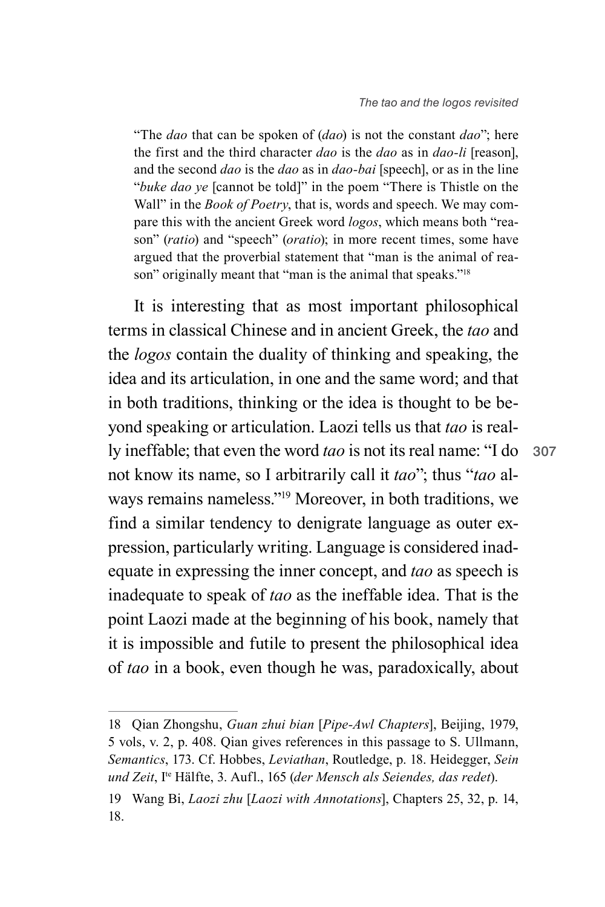> "The *dao* that can be spoken of (*dao*) is not the constant *dao*"; here the first and the third character *dao* is the *dao* as in *dao-li* [reason], and the second *dao* is the *dao* as in *dao-bai* [speech], or as in the line "*buke dao ye* [cannot be told]" in the poem "There is Thistle on the Wall" in the *Book of Poetry*, that is, words and speech. We may compare this with the ancient Greek word *logos*, which means both "reason" (*ratio*) and "speech" (*oratio*); in more recent times, some have argued that the proverbial statement that "man is the animal of reason" originally meant that "man is the animal that speaks."[18]

It is interesting that as most important philosophical terms in classical Chinese and in ancient Greek, the *tao* and the *logos* contain the duality of thinking and speaking, the idea and its articulation, in one and the same word; and that in both traditions, thinking or the idea is thought to be beyond speaking or articulation. Laozi tells us that *tao* is really ineffable; that even the word *tao* is not its real name: "I do not know its name, so I arbitrarily call it *tao*"; thus "*tao* always remains nameless."[19] Moreover, in both traditions, we find a similar tendency to denigrate language as outer expression, particularly writing. Language is considered inadequate in expressing the inner concept, and *tao* as speech is inadequate to speak of *tao* as the ineffable idea. That is the point Laozi made at the beginning of his book, namely that it is impossible and futile to present the philosophical idea of *tao* in a book, even though he was, paradoxically, about

---

18 Qian Zhongshu, *Guan zhui bian* [*Pipe-Awl Chapters*], Beijing, 1979, 5 vols, v. 2, p. 408. Qian gives references in this passage to S. Ullmann, *Semantics*, 173. Cf. Hobbes, *Leviathan*, Routledge, p. 18. Heidegger, *Sein und Zeit*, Ite Hälfte, 3. Aufl., 165 (*der Mensch als Seiendes, das redet*).

19 Wang Bi, *Laozi zhu* [*Laozi with Annotations*], Chapters 25, 32, p. 14, 18.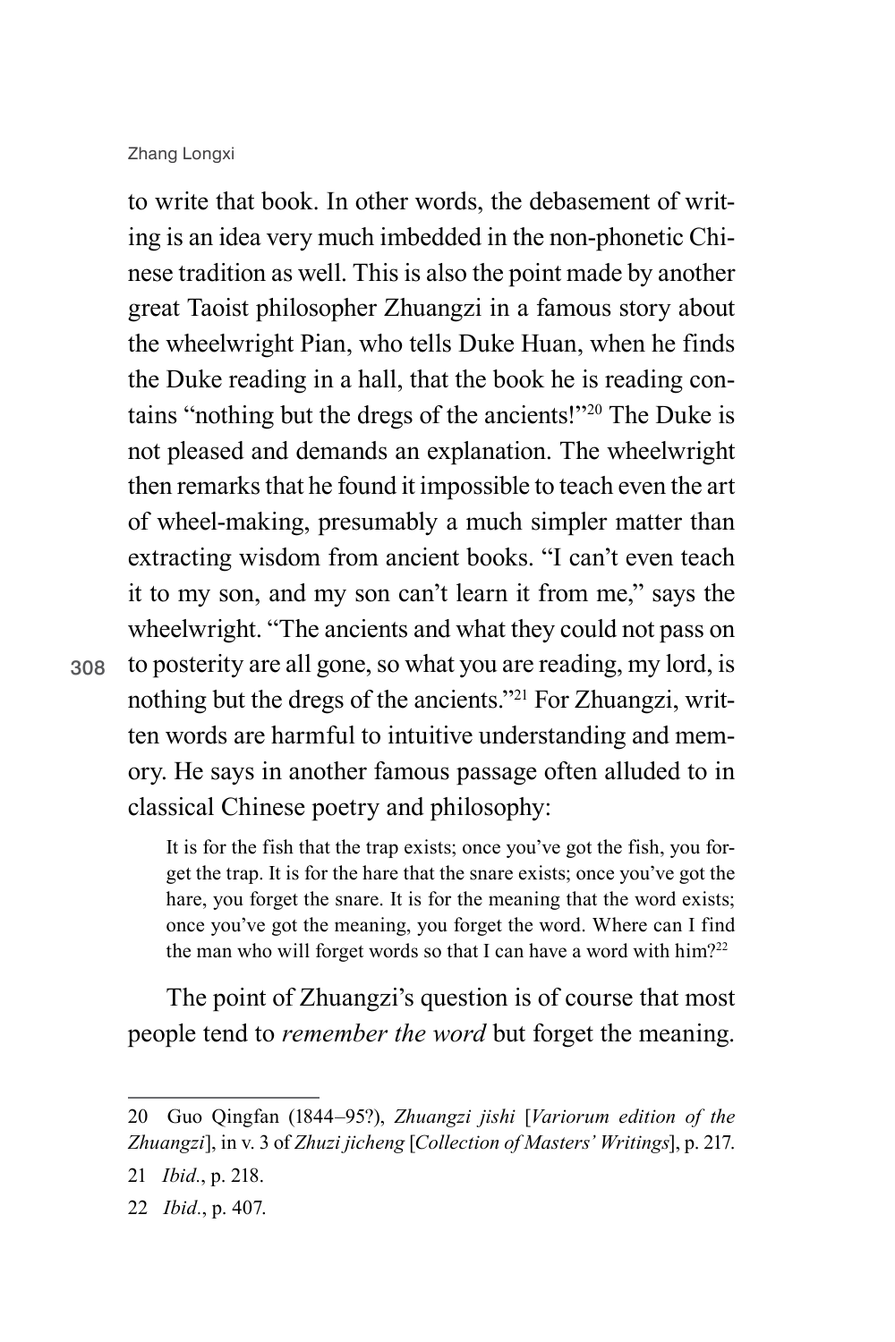to write that book. In other words, the debasement of writing is an idea very much imbedded in the non-phonetic Chinese tradition as well. This is also the point made by another great Taoist philosopher Zhuangzi in a famous story about the wheelwright Pian, who tells Duke Huan, when he finds the Duke reading in a hall, that the book he is reading contains "nothing but the dregs of the ancients!"[20] The Duke is not pleased and demands an explanation. The wheelwright then remarks that he found it impossible to teach even the art of wheel-making, presumably a much simpler matter than extracting wisdom from ancient books. "I can't even teach it to my son, and my son can't learn it from me," says the wheelwright. "The ancients and what they could not pass on to posterity are all gone, so what you are reading, my lord, is nothing but the dregs of the ancients."[21] For Zhuangzi, written words are harmful to intuitive understanding and memory. He says in another famous passage often alluded to in classical Chinese poetry and philosophy:

> It is for the fish that the trap exists; once you've got the fish, you forget the trap. It is for the hare that the snare exists; once you've got the hare, you forget the snare. It is for the meaning that the word exists; once you've got the meaning, you forget the word. Where can I find the man who will forget words so that I can have a word with him?[22]

The point of Zhuangzi's question is of course that most people tend to *remember the word* but forget the meaning.

---

20 Guo Qingfan (1844–95?), *Zhuangzi jishi* [*Variorum edition of the Zhuangzi*], in v. 3 of *Zhuzi jicheng* [*Collection of Masters' Writings*], p. 217.

21 *Ibid.*, p. 218.

22 *Ibid.*, p. 407.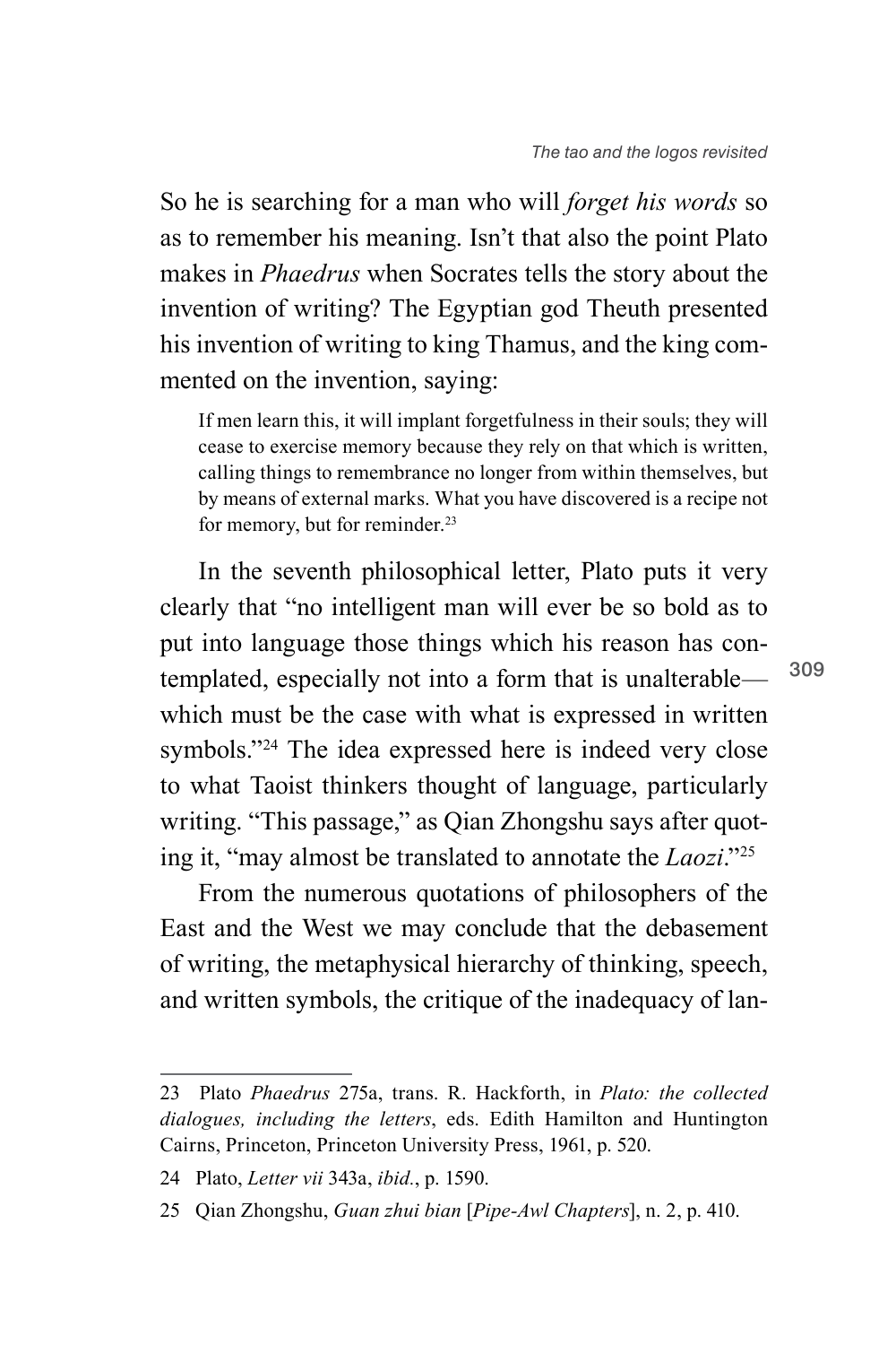So he is searching for a man who will *forget his words* so as to remember his meaning. Isn't that also the point Plato makes in *Phaedrus* when Socrates tells the story about the invention of writing? The Egyptian god Theuth presented his invention of writing to king Thamus, and the king commented on the invention, saying:

> If men learn this, it will implant forgetfulness in their souls; they will cease to exercise memory because they rely on that which is written, calling things to remembrance no longer from within themselves, but by means of external marks. What you have discovered is a recipe not for memory, but for reminder.[23]

In the seventh philosophical letter, Plato puts it very clearly that "no intelligent man will ever be so bold as to put into language those things which his reason has contemplated, especially not into a form that is unalterable—which must be the case with what is expressed in written symbols."[24] The idea expressed here is indeed very close to what Taoist thinkers thought of language, particularly writing. "This passage," as Qian Zhongshu says after quoting it, "may almost be translated to annotate the *Laozi*."[25]

From the numerous quotations of philosophers of the East and the West we may conclude that the debasement of writing, the metaphysical hierarchy of thinking, speech, and written symbols, the critique of the inadequacy of lan-

---

23 Plato *Phaedrus* 275a, trans. R. Hackforth, in *Plato: the collected dialogues, including the letters*, eds. Edith Hamilton and Huntington Cairns, Princeton, Princeton University Press, 1961, p. 520.

24 Plato, *Letter vii* 343a, *ibid.*, p. 1590.

25 Qian Zhongshu, *Guan zhui bian* [*Pipe-Awl Chapters*], n. 2, p. 410.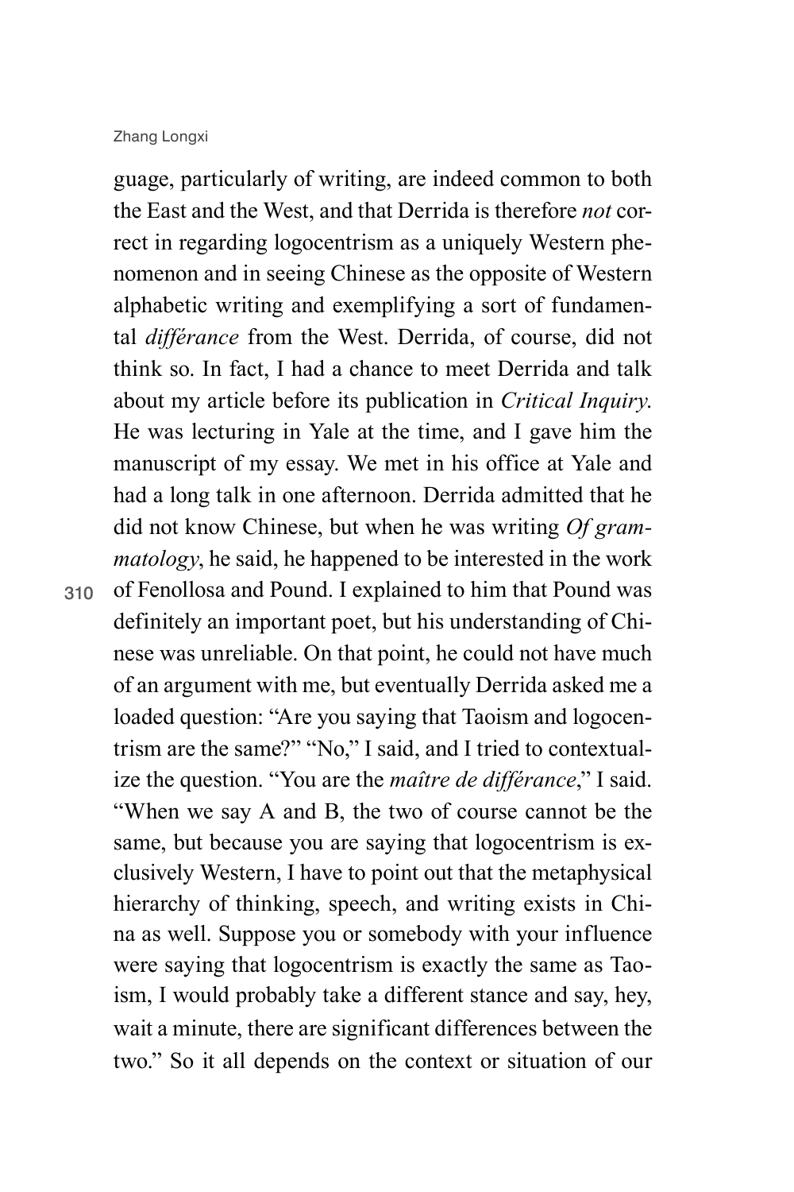guage, particularly of writing, are indeed common to both the East and the West, and that Derrida is therefore *not* correct in regarding logocentrism as a uniquely Western phenomenon and in seeing Chinese as the opposite of Western alphabetic writing and exemplifying a sort of fundamental *différance* from the West. Derrida, of course, did not think so. In fact, I had a chance to meet Derrida and talk about my article before its publication in *Critical Inquiry.* He was lecturing in Yale at the time, and I gave him the manuscript of my essay. We met in his office at Yale and had a long talk in one afternoon. Derrida admitted that he did not know Chinese, but when he was writing *Of grammatology*, he said, he happened to be interested in the work of Fenollosa and Pound. I explained to him that Pound was definitely an important poet, but his understanding of Chinese was unreliable. On that point, he could not have much of an argument with me, but eventually Derrida asked me a loaded question: "Are you saying that Taoism and logocentrism are the same?" "No," I said, and I tried to contextualize the question. "You are the *maître de différance*," I said. "When we say A and B, the two of course cannot be the same, but because you are saying that logocentrism is exclusively Western, I have to point out that the metaphysical hierarchy of thinking, speech, and writing exists in China as well. Suppose you or somebody with your influence were saying that logocentrism is exactly the same as Taoism, I would probably take a different stance and say, hey, wait a minute, there are significant differences between the two." So it all depends on the context or situation of our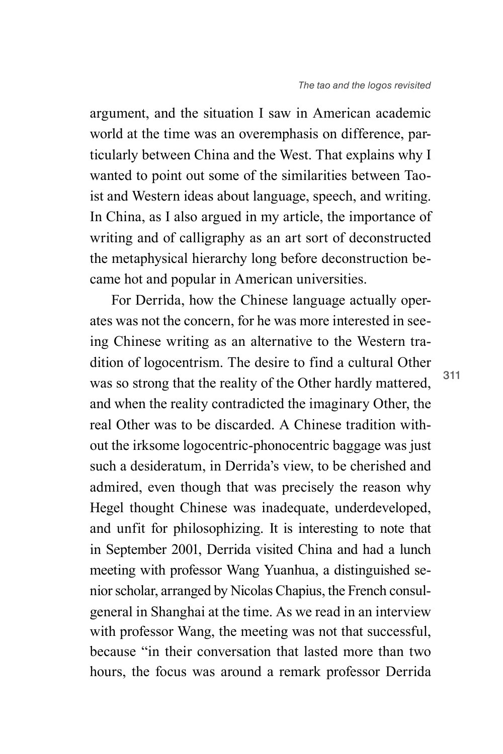argument, and the situation I saw in American academic world at the time was an overemphasis on difference, particularly between China and the West. That explains why I wanted to point out some of the similarities between Taoist and Western ideas about language, speech, and writing. In China, as I also argued in my article, the importance of writing and of calligraphy as an art sort of deconstructed the metaphysical hierarchy long before deconstruction became hot and popular in American universities.

For Derrida, how the Chinese language actually operates was not the concern, for he was more interested in seeing Chinese writing as an alternative to the Western tradition of logocentrism. The desire to find a cultural Other was so strong that the reality of the Other hardly mattered, and when the reality contradicted the imaginary Other, the real Other was to be discarded. A Chinese tradition without the irksome logocentric-phonocentric baggage was just such a desideratum, in Derrida's view, to be cherished and admired, even though that was precisely the reason why Hegel thought Chinese was inadequate, underdeveloped, and unfit for philosophizing. It is interesting to note that in September 2001, Derrida visited China and had a lunch meeting with professor Wang Yuanhua, a distinguished senior scholar, arranged by Nicolas Chapius, the French consul-general in Shanghai at the time. As we read in an interview with professor Wang, the meeting was not that successful, because "in their conversation that lasted more than two hours, the focus was around a remark professor Derrida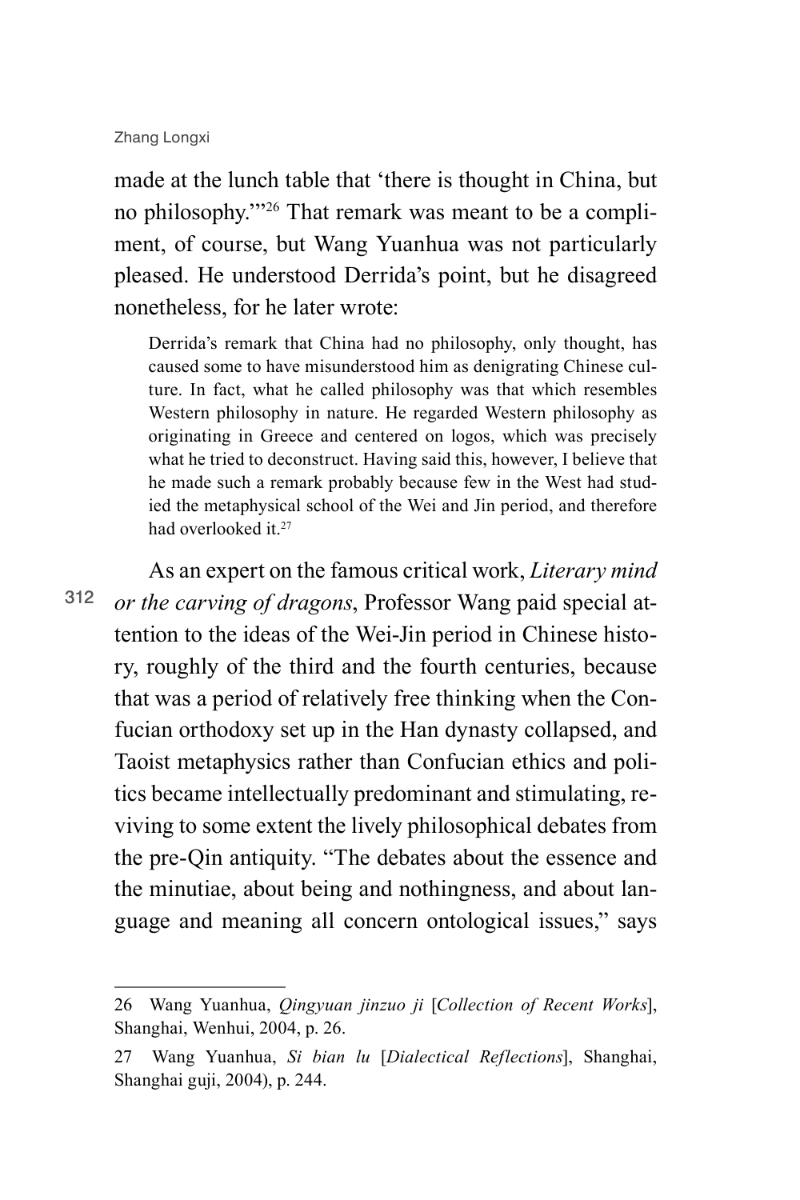made at the lunch table that 'there is thought in China, but no philosophy.'"[26] That remark was meant to be a compliment, of course, but Wang Yuanhua was not particularly pleased. He understood Derrida's point, but he disagreed nonetheless, for he later wrote:

> Derrida's remark that China had no philosophy, only thought, has caused some to have misunderstood him as denigrating Chinese culture. In fact, what he called philosophy was that which resembles Western philosophy in nature. He regarded Western philosophy as originating in Greece and centered on logos, which was precisely what he tried to deconstruct. Having said this, however, I believe that he made such a remark probably because few in the West had studied the metaphysical school of the Wei and Jin period, and therefore had overlooked it.[27]

As an expert on the famous critical work, *Literary mind or the carving of dragons*, Professor Wang paid special attention to the ideas of the Wei-Jin period in Chinese history, roughly of the third and the fourth centuries, because that was a period of relatively free thinking when the Confucian orthodoxy set up in the Han dynasty collapsed, and Taoist metaphysics rather than Confucian ethics and politics became intellectually predominant and stimulating, reviving to some extent the lively philosophical debates from the pre-Qin antiquity. "The debates about the essence and the minutiae, about being and nothingness, and about language and meaning all concern ontological issues," says

---

26 Wang Yuanhua, *Qingyuan jinzuo ji* [*Collection of Recent Works*], Shanghai, Wenhui, 2004, p. 26.

27 Wang Yuanhua, *Si bian lu* [*Dialectical Reflections*], Shanghai, Shanghai guji, 2004), p. 244.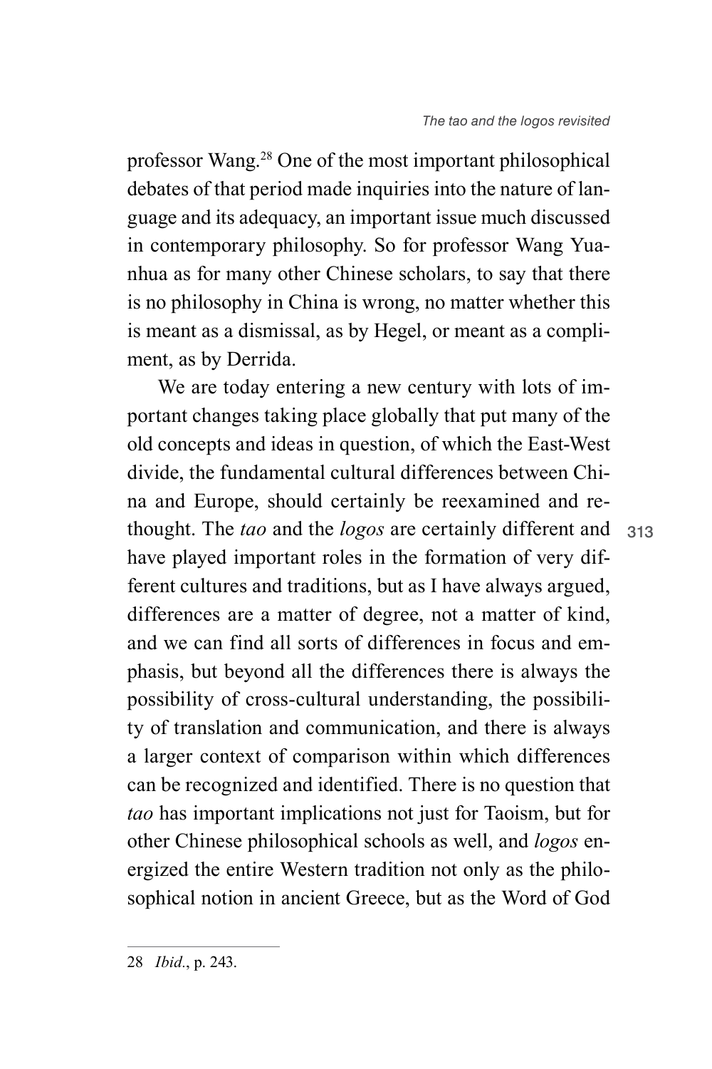professor Wang.[28] One of the most important philosophical debates of that period made inquiries into the nature of language and its adequacy, an important issue much discussed in contemporary philosophy. So for professor Wang Yuanhua as for many other Chinese scholars, to say that there is no philosophy in China is wrong, no matter whether this is meant as a dismissal, as by Hegel, or meant as a compliment, as by Derrida.

We are today entering a new century with lots of important changes taking place globally that put many of the old concepts and ideas in question, of which the East-West divide, the fundamental cultural differences between China and Europe, should certainly be reexamined and rethought. The *tao* and the *logos* are certainly different and have played important roles in the formation of very different cultures and traditions, but as I have always argued, differences are a matter of degree, not a matter of kind, and we can find all sorts of differences in focus and emphasis, but beyond all the differences there is always the possibility of cross-cultural understanding, the possibility of translation and communication, and there is always a larger context of comparison within which differences can be recognized and identified. There is no question that *tao* has important implications not just for Taoism, but for other Chinese philosophical schools as well, and *logos* energized the entire Western tradition not only as the philosophical notion in ancient Greece, but as the Word of God

---

28 *Ibid*., p. 243.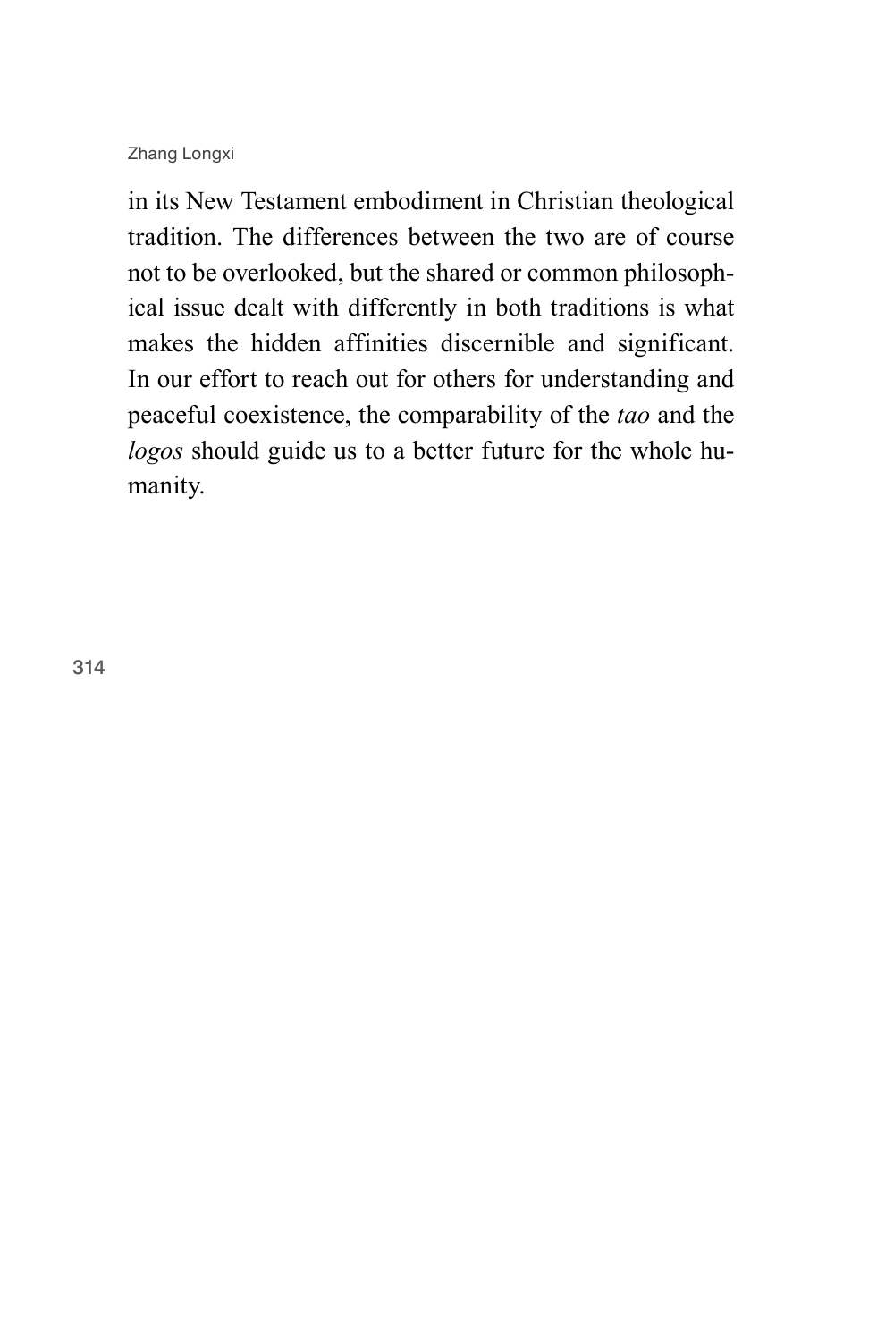in its New Testament embodiment in Christian theological tradition. The differences between the two are of course not to be overlooked, but the shared or common philosophical issue dealt with differently in both traditions is what makes the hidden affinities discernible and significant. In our effort to reach out for others for understanding and peaceful coexistence, the comparability of the *tao* and the *logos* should guide us to a better future for the whole humanity.